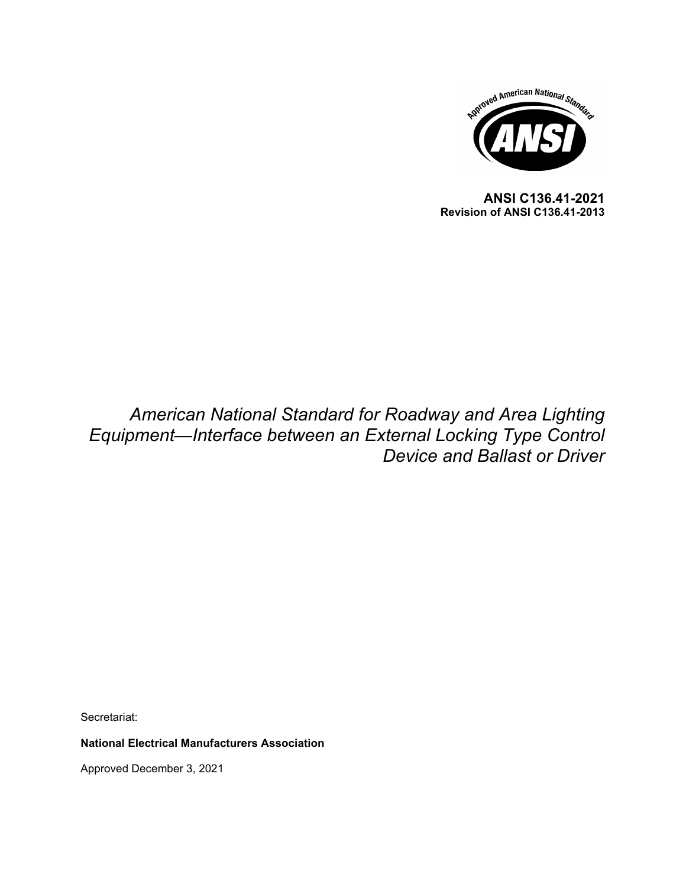**ANSI C136.41-2021**
**Revision of ANSI C136.41-2013**

# *American National Standard for Roadway and Area Lighting Equipment—Interface between an External Locking Type Control Device and Ballast or Driver*

Secretariat:

**National Electrical Manufacturers Association**

Approved December 3, 2021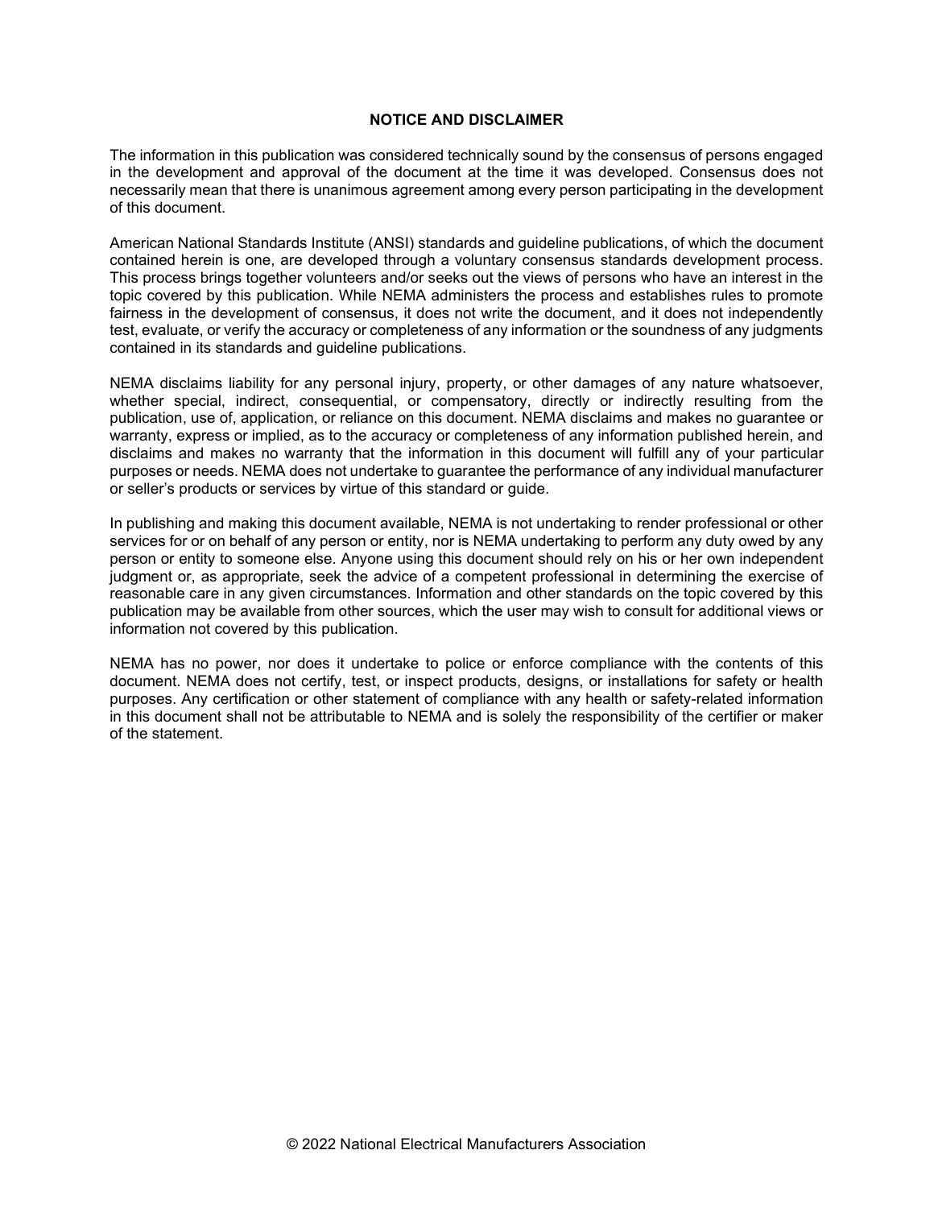## NOTICE AND DISCLAIMER

The information in this publication was considered technically sound by the consensus of persons engaged in the development and approval of the document at the time it was developed. Consensus does not necessarily mean that there is unanimous agreement among every person participating in the development of this document.

American National Standards Institute (ANSI) standards and guideline publications, of which the document contained herein is one, are developed through a voluntary consensus standards development process. This process brings together volunteers and/or seeks out the views of persons who have an interest in the topic covered by this publication. While NEMA administers the process and establishes rules to promote fairness in the development of consensus, it does not write the document, and it does not independently test, evaluate, or verify the accuracy or completeness of any information or the soundness of any judgments contained in its standards and guideline publications.

NEMA disclaims liability for any personal injury, property, or other damages of any nature whatsoever, whether special, indirect, consequential, or compensatory, directly or indirectly resulting from the publication, use of, application, or reliance on this document. NEMA disclaims and makes no guarantee or warranty, express or implied, as to the accuracy or completeness of any information published herein, and disclaims and makes no warranty that the information in this document will fulfill any of your particular purposes or needs. NEMA does not undertake to guarantee the performance of any individual manufacturer or seller's products or services by virtue of this standard or guide.

In publishing and making this document available, NEMA is not undertaking to render professional or other services for or on behalf of any person or entity, nor is NEMA undertaking to perform any duty owed by any person or entity to someone else. Anyone using this document should rely on his or her own independent judgment or, as appropriate, seek the advice of a competent professional in determining the exercise of reasonable care in any given circumstances. Information and other standards on the topic covered by this publication may be available from other sources, which the user may wish to consult for additional views or information not covered by this publication.

NEMA has no power, nor does it undertake to police or enforce compliance with the contents of this document. NEMA does not certify, test, or inspect products, designs, or installations for safety or health purposes. Any certification or other statement of compliance with any health or safety-related information in this document shall not be attributable to NEMA and is solely the responsibility of the certifier or maker of the statement.

© 2022 National Electrical Manufacturers Association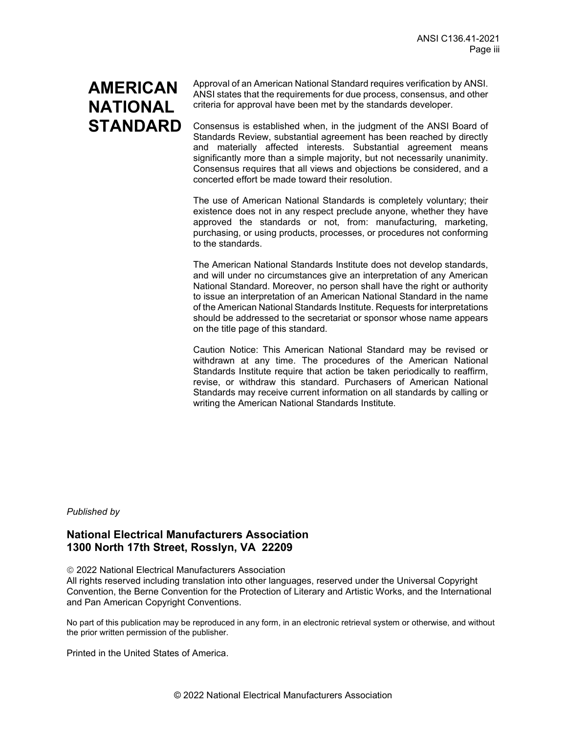# AMERICAN NATIONAL STANDARD

Approval of an American National Standard requires verification by ANSI. ANSI states that the requirements for due process, consensus, and other criteria for approval have been met by the standards developer.

Consensus is established when, in the judgment of the ANSI Board of Standards Review, substantial agreement has been reached by directly and materially affected interests. Substantial agreement means significantly more than a simple majority, but not necessarily unanimity. Consensus requires that all views and objections be considered, and a concerted effort be made toward their resolution.

The use of American National Standards is completely voluntary; their existence does not in any respect preclude anyone, whether they have approved the standards or not, from: manufacturing, marketing, purchasing, or using products, processes, or procedures not conforming to the standards.

The American National Standards Institute does not develop standards, and will under no circumstances give an interpretation of any American National Standard. Moreover, no person shall have the right or authority to issue an interpretation of an American National Standard in the name of the American National Standards Institute. Requests for interpretations should be addressed to the secretariat or sponsor whose name appears on the title page of this standard.

Caution Notice: This American National Standard may be revised or withdrawn at any time. The procedures of the American National Standards Institute require that action be taken periodically to reaffirm, revise, or withdraw this standard. Purchasers of American National Standards may receive current information on all standards by calling or writing the American National Standards Institute.

*Published by*

**National Electrical Manufacturers Association**
**1300 North 17th Street, Rosslyn, VA 22209**

© 2022 National Electrical Manufacturers Association
All rights reserved including translation into other languages, reserved under the Universal Copyright Convention, the Berne Convention for the Protection of Literary and Artistic Works, and the International and Pan American Copyright Conventions.

No part of this publication may be reproduced in any form, in an electronic retrieval system or otherwise, and without the prior written permission of the publisher.

Printed in the United States of America.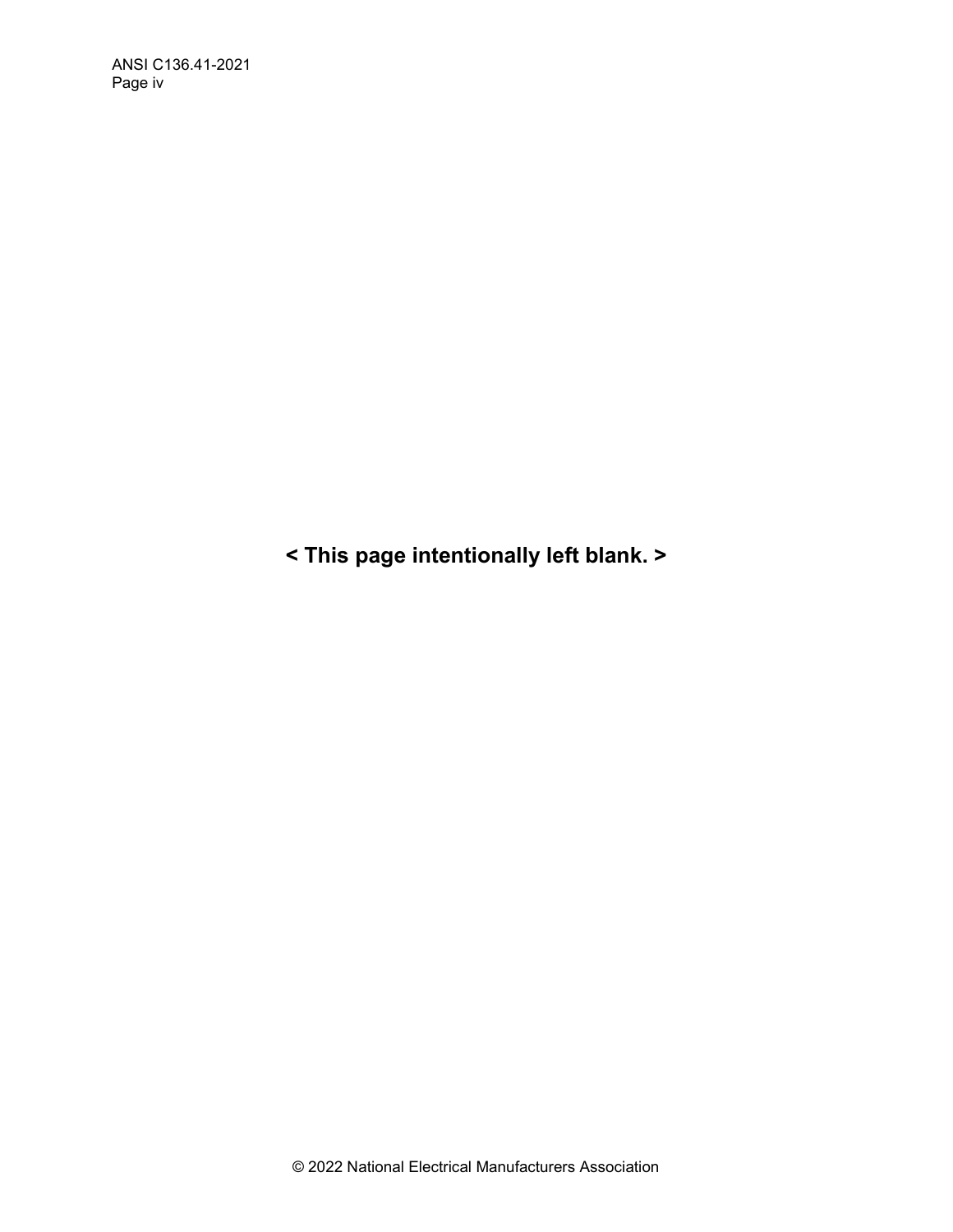**< This page intentionally left blank. >**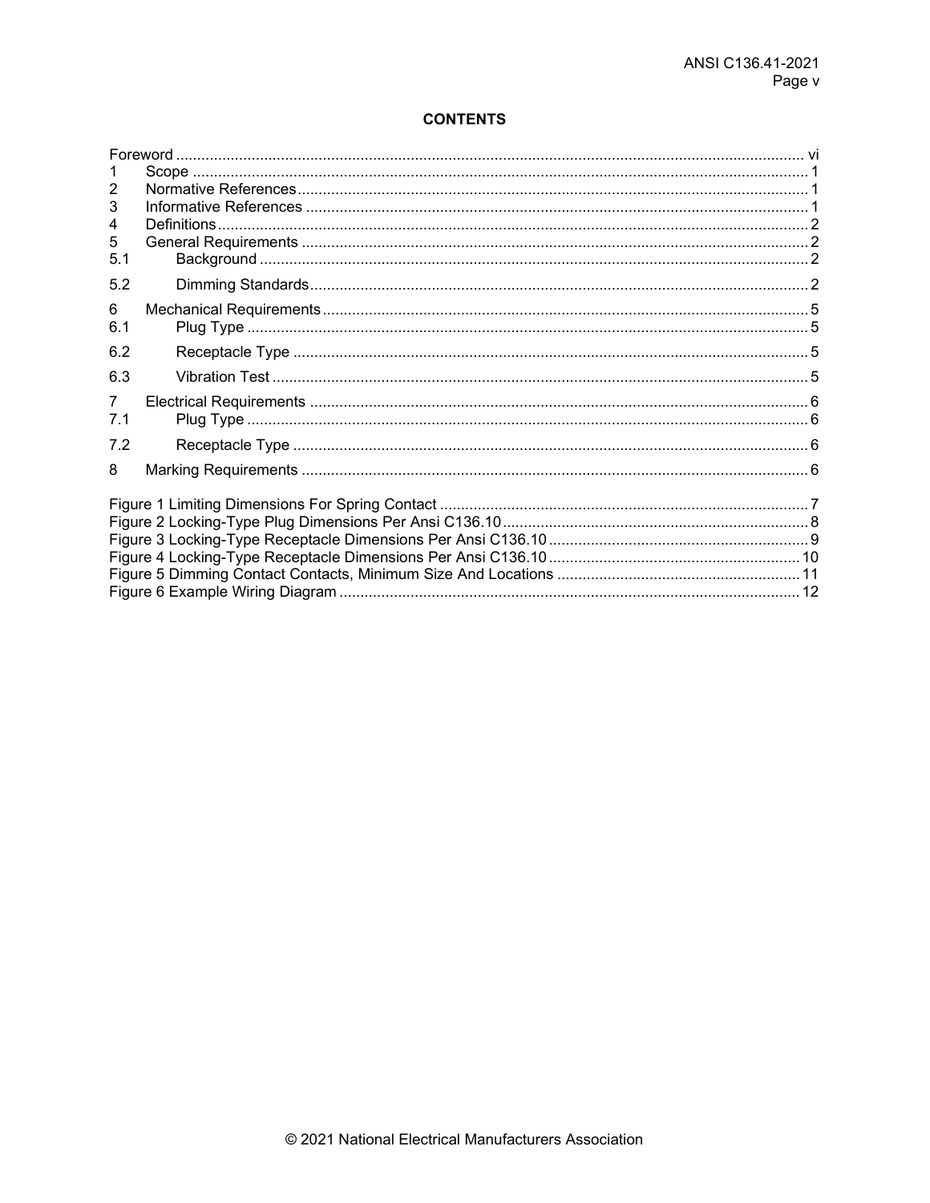**CONTENTS**

| | | |
|---|---|---|
| Foreword | | vi |
| 1 | Scope | 1 |
| 2 | Normative References | 1 |
| 3 | Informative References | 1 |
| 4 | Definitions | 2 |
| 5 | General Requirements | 2 |
| 5.1 | Background | 2 |
| 5.2 | Dimming Standards | 2 |
| 6 | Mechanical Requirements | 5 |
| 6.1 | Plug Type | 5 |
| 6.2 | Receptacle Type | 5 |
| 6.3 | Vibration Test | 5 |
| 7 | Electrical Requirements | 6 |
| 7.1 | Plug Type | 6 |
| 7.2 | Receptacle Type | 6 |
| 8 | Marking Requirements | 6 |

| | |
|---|---|
| Figure 1 Limiting Dimensions For Spring Contact | 7 |
| Figure 2 Locking-Type Plug Dimensions Per Ansi C136.10 | 8 |
| Figure 3 Locking-Type Receptacle Dimensions Per Ansi C136.10 | 9 |
| Figure 4 Locking-Type Receptacle Dimensions Per Ansi C136.10 | 10 |
| Figure 5 Dimming Contact Contacts, Minimum Size And Locations | 11 |
| Figure 6 Example Wiring Diagram | 12 |

© 2021 National Electrical Manufacturers Association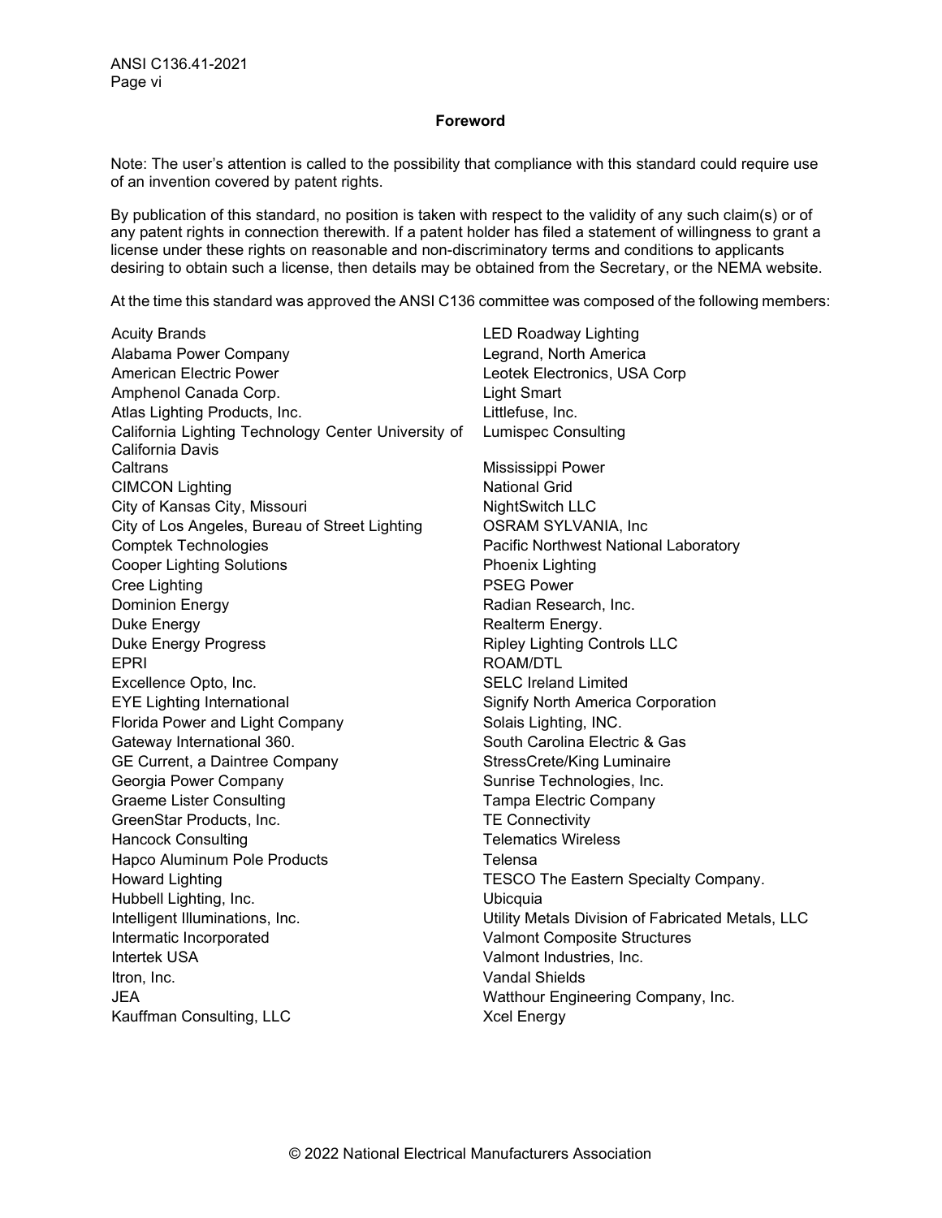## Foreword

Note: The user's attention is called to the possibility that compliance with this standard could require use of an invention covered by patent rights.

By publication of this standard, no position is taken with respect to the validity of any such claim(s) or of any patent rights in connection therewith. If a patent holder has filed a statement of willingness to grant a license under these rights on reasonable and non-discriminatory terms and conditions to applicants desiring to obtain such a license, then details may be obtained from the Secretary, or the NEMA website.

At the time this standard was approved the ANSI C136 committee was composed of the following members:

Acuity Brands
Alabama Power Company
American Electric Power
Amphenol Canada Corp.
Atlas Lighting Products, Inc.
California Lighting Technology Center University of California Davis
Caltrans
CIMCON Lighting
City of Kansas City, Missouri
City of Los Angeles, Bureau of Street Lighting
Comptek Technologies
Cooper Lighting Solutions
Cree Lighting
Dominion Energy
Duke Energy
Duke Energy Progress
EPRI
Excellence Opto, Inc.
EYE Lighting International
Florida Power and Light Company
Gateway International 360.
GE Current, a Daintree Company
Georgia Power Company
Graeme Lister Consulting
GreenStar Products, Inc.
Hancock Consulting
Hapco Aluminum Pole Products
Howard Lighting
Hubbell Lighting, Inc.
Intelligent Illuminations, Inc.
Intermatic Incorporated
Intertek USA
Itron, Inc.
JEA
Kauffman Consulting, LLC
LED Roadway Lighting
Legrand, North America
Leotek Electronics, USA Corp
Light Smart
Littlefuse, Inc.
Lumispec Consulting
Mississippi Power
National Grid
NightSwitch LLC
OSRAM SYLVANIA, Inc
Pacific Northwest National Laboratory
Phoenix Lighting
PSEG Power
Radian Research, Inc.
Realterm Energy.
Ripley Lighting Controls LLC
ROAM/DTL
SELC Ireland Limited
Signify North America Corporation
Solais Lighting, INC.
South Carolina Electric & Gas
StressCrete/King Luminaire
Sunrise Technologies, Inc.
Tampa Electric Company
TE Connectivity
Telematics Wireless
Telensa
TESCO The Eastern Specialty Company.
Ubicquia
Utility Metals Division of Fabricated Metals, LLC
Valmont Composite Structures
Valmont Industries, Inc.
Vandal Shields
Watthour Engineering Company, Inc.
Xcel Energy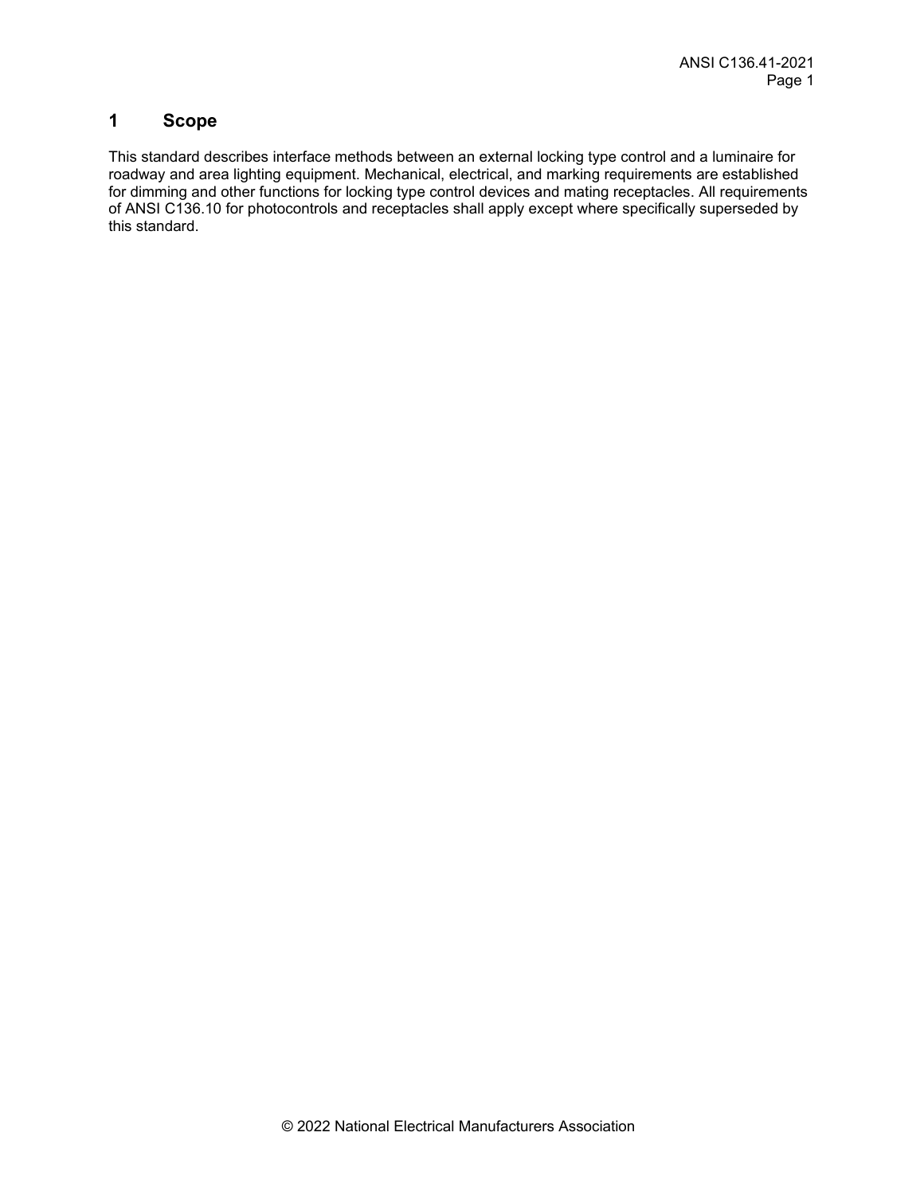# 1 Scope

This standard describes interface methods between an external locking type control and a luminaire for roadway and area lighting equipment. Mechanical, electrical, and marking requirements are established for dimming and other functions for locking type control devices and mating receptacles. All requirements of ANSI C136.10 for photocontrols and receptacles shall apply except where specifically superseded by this standard.